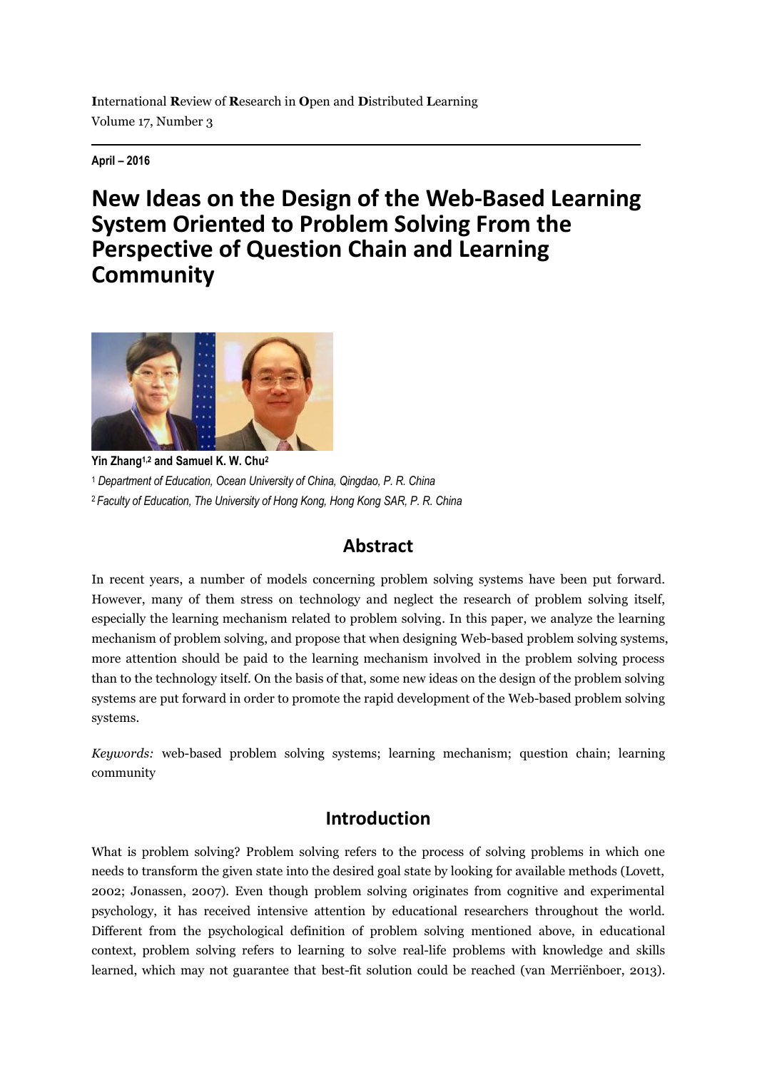**I**nternational **R**eview of **R**esearch in **O**pen and **D**istributed **L**earning
Volume 17, Number 3

**April – 2016**

# New Ideas on the Design of the Web-Based Learning System Oriented to Problem Solving From the Perspective of Question Chain and Learning Community

**Yin Zhang[1,2] and Samuel K. W. Chu[2]**

[1] *Department of Education, Ocean University of China, Qingdao, P. R. China*

[2] *Faculty of Education, The University of Hong Kong, Hong Kong SAR, P. R. China*

## Abstract

In recent years, a number of models concerning problem solving systems have been put forward. However, many of them stress on technology and neglect the research of problem solving itself, especially the learning mechanism related to problem solving. In this paper, we analyze the learning mechanism of problem solving, and propose that when designing Web-based problem solving systems, more attention should be paid to the learning mechanism involved in the problem solving process than to the technology itself. On the basis of that, some new ideas on the design of the problem solving systems are put forward in order to promote the rapid development of the Web-based problem solving systems.

*Keywords:* web-based problem solving systems; learning mechanism; question chain; learning community

## Introduction

What is problem solving? Problem solving refers to the process of solving problems in which one needs to transform the given state into the desired goal state by looking for available methods (Lovett, 2002; Jonassen, 2007). Even though problem solving originates from cognitive and experimental psychology, it has received intensive attention by educational researchers throughout the world. Different from the psychological definition of problem solving mentioned above, in educational context, problem solving refers to learning to solve real-life problems with knowledge and skills learned, which may not guarantee that best-fit solution could be reached (van Merriënboer, 2013).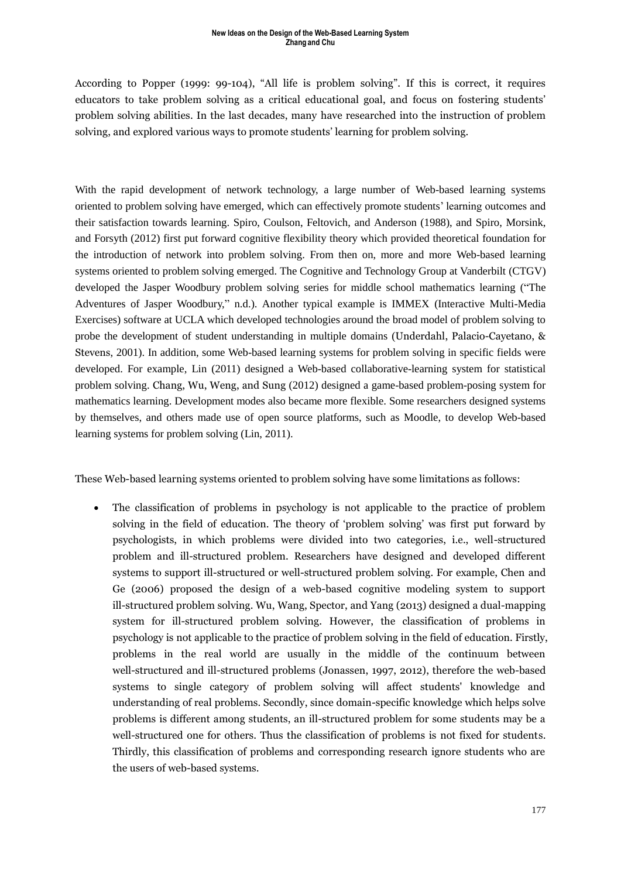According to Popper (1999: 99-104), "All life is problem solving". If this is correct, it requires educators to take problem solving as a critical educational goal, and focus on fostering students' problem solving abilities. In the last decades, many have researched into the instruction of problem solving, and explored various ways to promote students' learning for problem solving.

With the rapid development of network technology, a large number of Web-based learning systems oriented to problem solving have emerged, which can effectively promote students' learning outcomes and their satisfaction towards learning. Spiro, Coulson, Feltovich, and Anderson (1988), and Spiro, Morsink, and Forsyth (2012) first put forward cognitive flexibility theory which provided theoretical foundation for the introduction of network into problem solving. From then on, more and more Web-based learning systems oriented to problem solving emerged. The Cognitive and Technology Group at Vanderbilt (CTGV) developed the Jasper Woodbury problem solving series for middle school mathematics learning ("The Adventures of Jasper Woodbury," n.d.). Another typical example is IMMEX (Interactive Multi-Media Exercises) software at UCLA which developed technologies around the broad model of problem solving to probe the development of student understanding in multiple domains (Underdahl, Palacio-Cayetano, & Stevens, 2001). In addition, some Web-based learning systems for problem solving in specific fields were developed. For example, Lin (2011) designed a Web-based collaborative-learning system for statistical problem solving. Chang, Wu, Weng, and Sung (2012) designed a game-based problem-posing system for mathematics learning. Development modes also became more flexible. Some researchers designed systems by themselves, and others made use of open source platforms, such as Moodle, to develop Web-based learning systems for problem solving (Lin, 2011).

These Web-based learning systems oriented to problem solving have some limitations as follows:

- The classification of problems in psychology is not applicable to the practice of problem solving in the field of education. The theory of 'problem solving' was first put forward by psychologists, in which problems were divided into two categories, i.e., well-structured problem and ill-structured problem. Researchers have designed and developed different systems to support ill-structured or well-structured problem solving. For example, Chen and Ge (2006) proposed the design of a web-based cognitive modeling system to support ill-structured problem solving. Wu, Wang, Spector, and Yang (2013) designed a dual-mapping system for ill-structured problem solving. However, the classification of problems in psychology is not applicable to the practice of problem solving in the field of education. Firstly, problems in the real world are usually in the middle of the continuum between well-structured and ill-structured problems (Jonassen, 1997, 2012), therefore the web-based systems to single category of problem solving will affect students' knowledge and understanding of real problems. Secondly, since domain-specific knowledge which helps solve problems is different among students, an ill-structured problem for some students may be a well-structured one for others. Thus the classification of problems is not fixed for students. Thirdly, this classification of problems and corresponding research ignore students who are the users of web-based systems.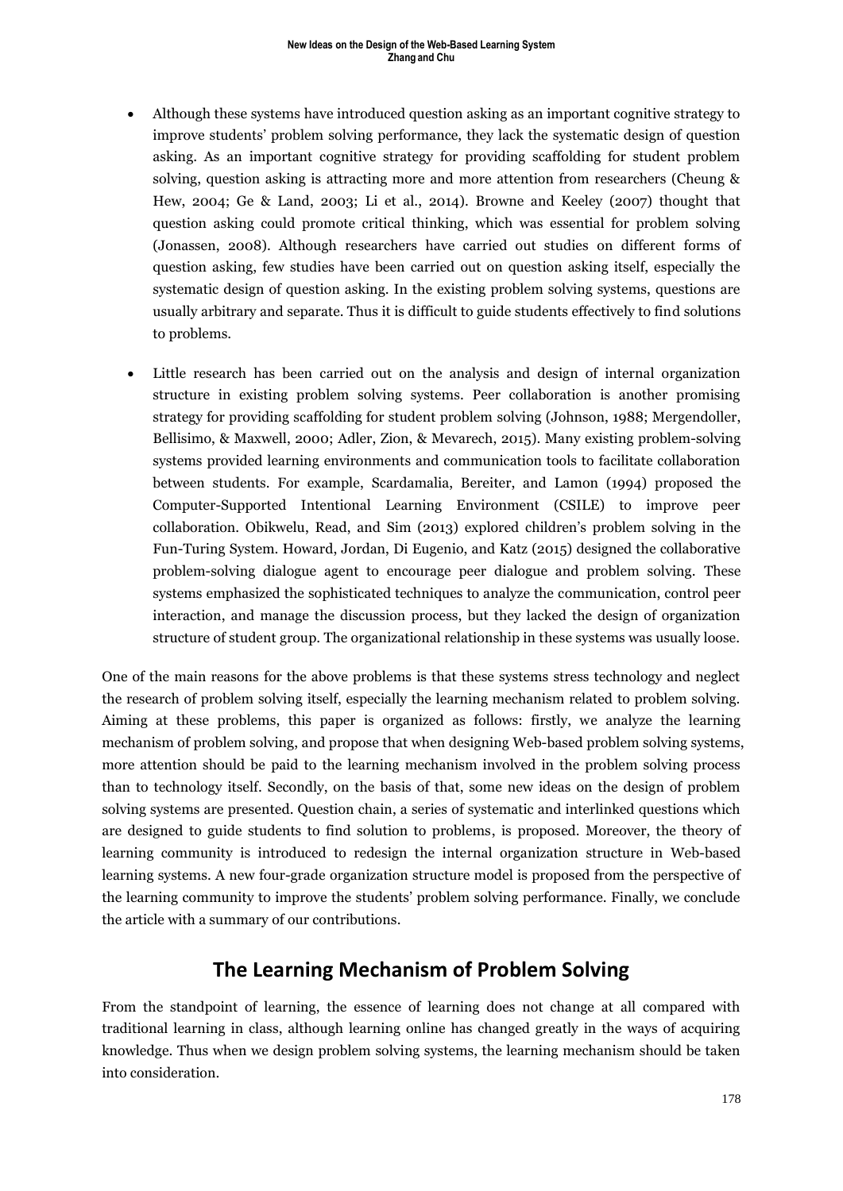- Although these systems have introduced question asking as an important cognitive strategy to improve students' problem solving performance, they lack the systematic design of question asking. As an important cognitive strategy for providing scaffolding for student problem solving, question asking is attracting more and more attention from researchers (Cheung & Hew, 2004; Ge & Land, 2003; Li et al., 2014). Browne and Keeley (2007) thought that question asking could promote critical thinking, which was essential for problem solving (Jonassen, 2008). Although researchers have carried out studies on different forms of question asking, few studies have been carried out on question asking itself, especially the systematic design of question asking. In the existing problem solving systems, questions are usually arbitrary and separate. Thus it is difficult to guide students effectively to find solutions to problems.

- Little research has been carried out on the analysis and design of internal organization structure in existing problem solving systems. Peer collaboration is another promising strategy for providing scaffolding for student problem solving (Johnson, 1988; Mergendoller, Bellisimo, & Maxwell, 2000; Adler, Zion, & Mevarech, 2015). Many existing problem-solving systems provided learning environments and communication tools to facilitate collaboration between students. For example, Scardamalia, Bereiter, and Lamon (1994) proposed the Computer-Supported Intentional Learning Environment (CSILE) to improve peer collaboration. Obikwelu, Read, and Sim (2013) explored children's problem solving in the Fun-Turing System. Howard, Jordan, Di Eugenio, and Katz (2015) designed the collaborative problem-solving dialogue agent to encourage peer dialogue and problem solving. These systems emphasized the sophisticated techniques to analyze the communication, control peer interaction, and manage the discussion process, but they lacked the design of organization structure of student group. The organizational relationship in these systems was usually loose.

One of the main reasons for the above problems is that these systems stress technology and neglect the research of problem solving itself, especially the learning mechanism related to problem solving. Aiming at these problems, this paper is organized as follows: firstly, we analyze the learning mechanism of problem solving, and propose that when designing Web-based problem solving systems, more attention should be paid to the learning mechanism involved in the problem solving process than to technology itself. Secondly, on the basis of that, some new ideas on the design of problem solving systems are presented. Question chain, a series of systematic and interlinked questions which are designed to guide students to find solution to problems, is proposed. Moreover, the theory of learning community is introduced to redesign the internal organization structure in Web-based learning systems. A new four-grade organization structure model is proposed from the perspective of the learning community to improve the students' problem solving performance. Finally, we conclude the article with a summary of our contributions.

## The Learning Mechanism of Problem Solving

From the standpoint of learning, the essence of learning does not change at all compared with traditional learning in class, although learning online has changed greatly in the ways of acquiring knowledge. Thus when we design problem solving systems, the learning mechanism should be taken into consideration.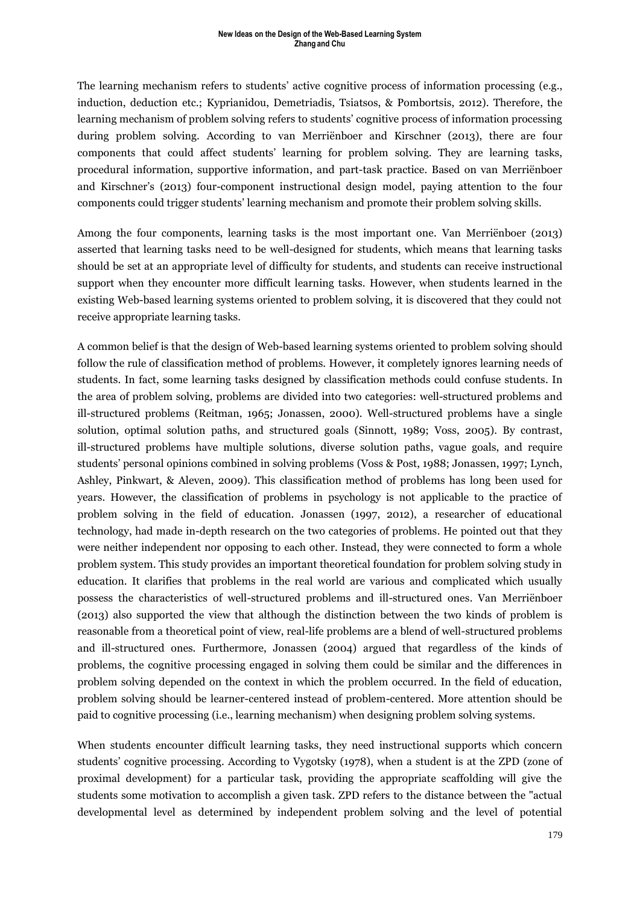The learning mechanism refers to students' active cognitive process of information processing (e.g., induction, deduction etc.; Kyprianidou, Demetriadis, Tsiatsos, & Pombortsis, 2012). Therefore, the learning mechanism of problem solving refers to students' cognitive process of information processing during problem solving. According to van Merriënboer and Kirschner (2013), there are four components that could affect students' learning for problem solving. They are learning tasks, procedural information, supportive information, and part-task practice. Based on van Merriënboer and Kirschner's (2013) four-component instructional design model, paying attention to the four components could trigger students' learning mechanism and promote their problem solving skills.

Among the four components, learning tasks is the most important one. Van Merriënboer (2013) asserted that learning tasks need to be well-designed for students, which means that learning tasks should be set at an appropriate level of difficulty for students, and students can receive instructional support when they encounter more difficult learning tasks. However, when students learned in the existing Web-based learning systems oriented to problem solving, it is discovered that they could not receive appropriate learning tasks.

A common belief is that the design of Web-based learning systems oriented to problem solving should follow the rule of classification method of problems. However, it completely ignores learning needs of students. In fact, some learning tasks designed by classification methods could confuse students. In the area of problem solving, problems are divided into two categories: well-structured problems and ill-structured problems (Reitman, 1965; Jonassen, 2000). Well-structured problems have a single solution, optimal solution paths, and structured goals (Sinnott, 1989; Voss, 2005). By contrast, ill-structured problems have multiple solutions, diverse solution paths, vague goals, and require students' personal opinions combined in solving problems (Voss & Post, 1988; Jonassen, 1997; Lynch, Ashley, Pinkwart, & Aleven, 2009). This classification method of problems has long been used for years. However, the classification of problems in psychology is not applicable to the practice of problem solving in the field of education. Jonassen (1997, 2012), a researcher of educational technology, had made in-depth research on the two categories of problems. He pointed out that they were neither independent nor opposing to each other. Instead, they were connected to form a whole problem system. This study provides an important theoretical foundation for problem solving study in education. It clarifies that problems in the real world are various and complicated which usually possess the characteristics of well-structured problems and ill-structured ones. Van Merriënboer (2013) also supported the view that although the distinction between the two kinds of problem is reasonable from a theoretical point of view, real-life problems are a blend of well-structured problems and ill-structured ones. Furthermore, Jonassen (2004) argued that regardless of the kinds of problems, the cognitive processing engaged in solving them could be similar and the differences in problem solving depended on the context in which the problem occurred. In the field of education, problem solving should be learner-centered instead of problem-centered. More attention should be paid to cognitive processing (i.e., learning mechanism) when designing problem solving systems.

When students encounter difficult learning tasks, they need instructional supports which concern students' cognitive processing. According to Vygotsky (1978), when a student is at the ZPD (zone of proximal development) for a particular task, providing the appropriate scaffolding will give the students some motivation to accomplish a given task. ZPD refers to the distance between the "actual developmental level as determined by independent problem solving and the level of potential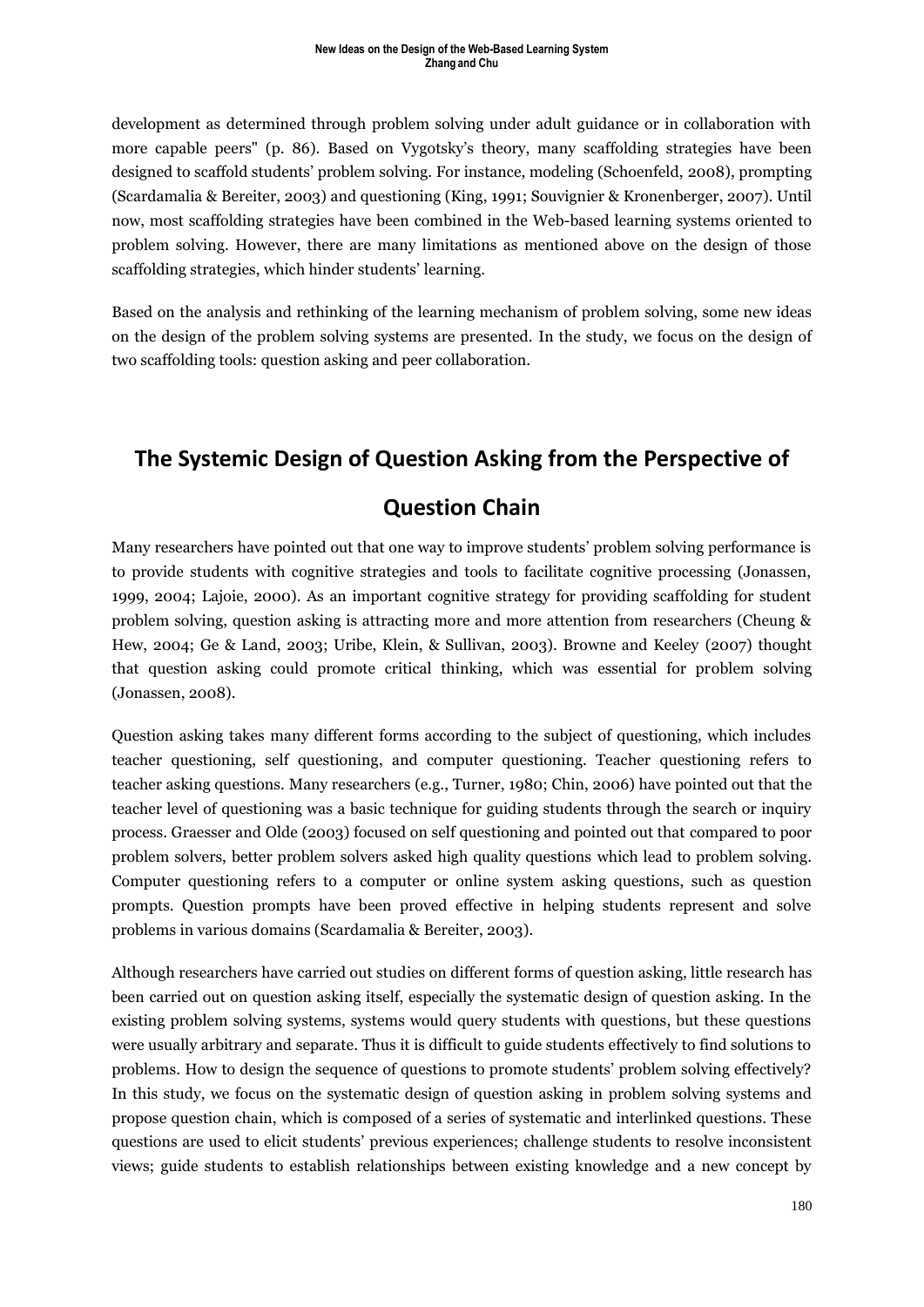development as determined through problem solving under adult guidance or in collaboration with more capable peers" (p. 86). Based on Vygotsky's theory, many scaffolding strategies have been designed to scaffold students' problem solving. For instance, modeling (Schoenfeld, 2008), prompting (Scardamalia & Bereiter, 2003) and questioning (King, 1991; Souvignier & Kronenberger, 2007). Until now, most scaffolding strategies have been combined in the Web-based learning systems oriented to problem solving. However, there are many limitations as mentioned above on the design of those scaffolding strategies, which hinder students' learning.

Based on the analysis and rethinking of the learning mechanism of problem solving, some new ideas on the design of the problem solving systems are presented. In the study, we focus on the design of two scaffolding tools: question asking and peer collaboration.

## The Systemic Design of Question Asking from the Perspective of Question Chain

Many researchers have pointed out that one way to improve students' problem solving performance is to provide students with cognitive strategies and tools to facilitate cognitive processing (Jonassen, 1999, 2004; Lajoie, 2000). As an important cognitive strategy for providing scaffolding for student problem solving, question asking is attracting more and more attention from researchers (Cheung & Hew, 2004; Ge & Land, 2003; Uribe, Klein, & Sullivan, 2003). Browne and Keeley (2007) thought that question asking could promote critical thinking, which was essential for problem solving (Jonassen, 2008).

Question asking takes many different forms according to the subject of questioning, which includes teacher questioning, self questioning, and computer questioning. Teacher questioning refers to teacher asking questions. Many researchers (e.g., Turner, 1980; Chin, 2006) have pointed out that the teacher level of questioning was a basic technique for guiding students through the search or inquiry process. Graesser and Olde (2003) focused on self questioning and pointed out that compared to poor problem solvers, better problem solvers asked high quality questions which lead to problem solving. Computer questioning refers to a computer or online system asking questions, such as question prompts. Question prompts have been proved effective in helping students represent and solve problems in various domains (Scardamalia & Bereiter, 2003).

Although researchers have carried out studies on different forms of question asking, little research has been carried out on question asking itself, especially the systematic design of question asking. In the existing problem solving systems, systems would query students with questions, but these questions were usually arbitrary and separate. Thus it is difficult to guide students effectively to find solutions to problems. How to design the sequence of questions to promote students' problem solving effectively? In this study, we focus on the systematic design of question asking in problem solving systems and propose question chain, which is composed of a series of systematic and interlinked questions. These questions are used to elicit students' previous experiences; challenge students to resolve inconsistent views; guide students to establish relationships between existing knowledge and a new concept by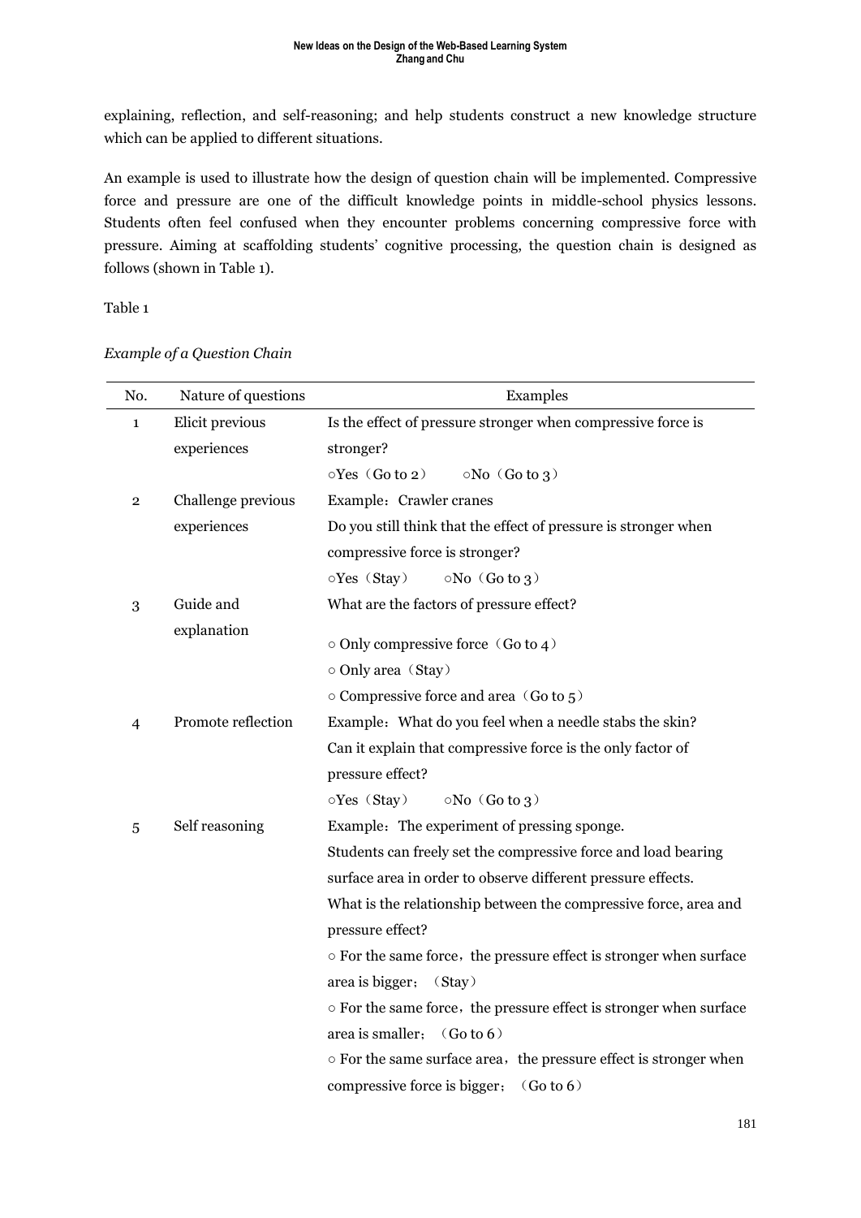explaining, reflection, and self-reasoning; and help students construct a new knowledge structure which can be applied to different situations.

An example is used to illustrate how the design of question chain will be implemented. Compressive force and pressure are one of the difficult knowledge points in middle-school physics lessons. Students often feel confused when they encounter problems concerning compressive force with pressure. Aiming at scaffolding students' cognitive processing, the question chain is designed as follows (shown in Table 1).

Table 1

*Example of a Question Chain*

| No. | Nature of questions | Examples |
|---|---|---|
| 1 | Elicit previous experiences | Is the effect of pressure stronger when compressive force is stronger?<br>○Yes（Go to 2）　○No（Go to 3） |
| 2 | Challenge previous experiences | Example：Crawler cranes<br>Do you still think that the effect of pressure is stronger when compressive force is stronger?<br>○Yes（Stay）　○No（Go to 3） |
| 3 | Guide and explanation | What are the factors of pressure effect?<br>○ Only compressive force（Go to 4）<br>○ Only area（Stay）<br>○ Compressive force and area（Go to 5） |
| 4 | Promote reflection | Example：What do you feel when a needle stabs the skin?<br>Can it explain that compressive force is the only factor of pressure effect?<br>○Yes（Stay）　○No（Go to 3） |
| 5 | Self reasoning | Example：The experiment of pressing sponge.<br>Students can freely set the compressive force and load bearing surface area in order to observe different pressure effects.<br>What is the relationship between the compressive force, area and pressure effect?<br>○ For the same force，the pressure effect is stronger when surface area is bigger；（Stay）<br>○ For the same force，the pressure effect is stronger when surface area is smaller；（Go to 6）<br>○ For the same surface area，the pressure effect is stronger when compressive force is bigger；（Go to 6） |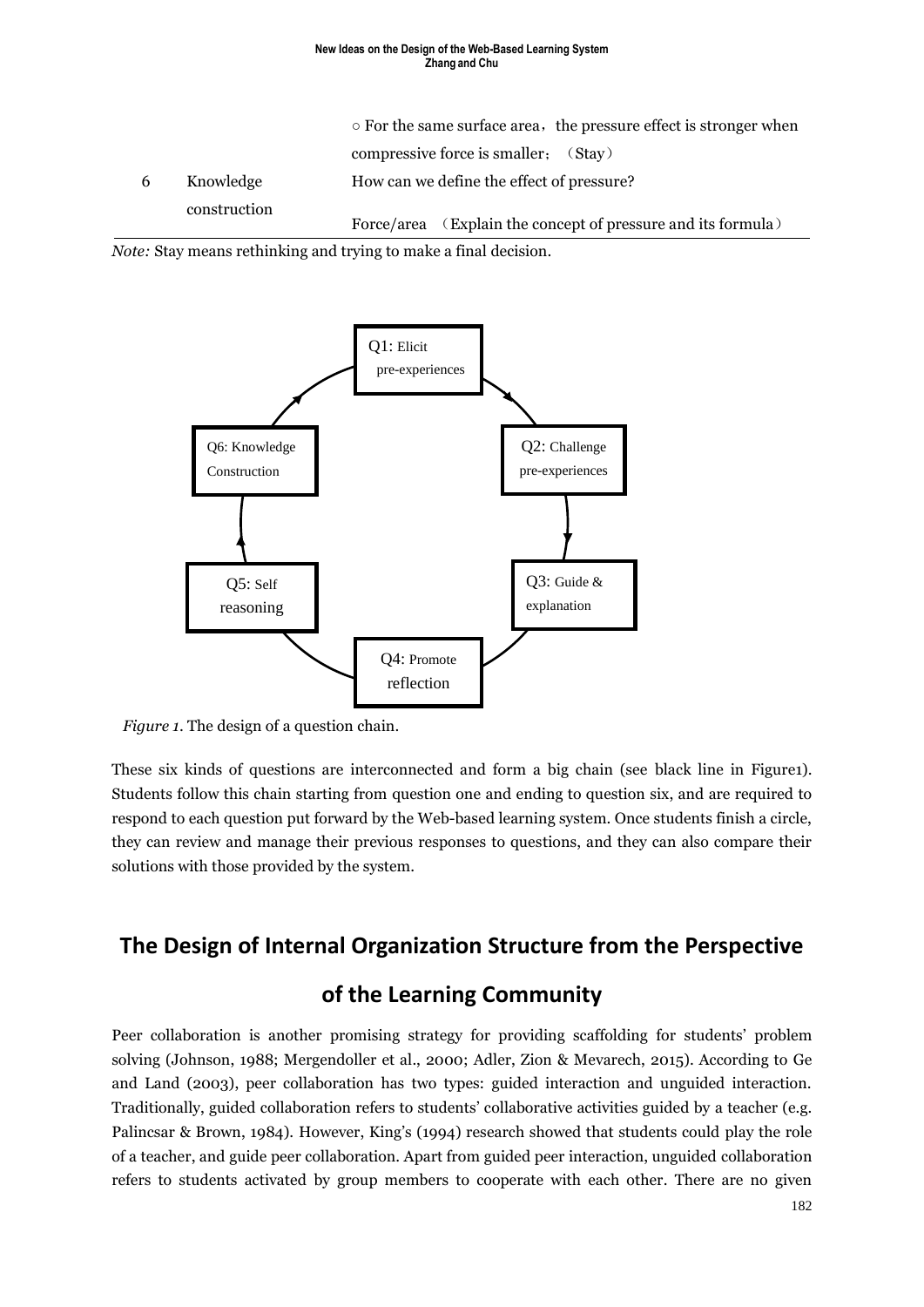|  |  |  |
|---|---|---|
|  |  | ○ For the same surface area，the pressure effect is stronger when compressive force is smaller；（Stay） |
| 6 | Knowledge construction | How can we define the effect of pressure? |
|  |  | Force/area （Explain the concept of pressure and its formula） |

*Note:* Stay means rethinking and trying to make a final decision.

Q1: Elicit pre-experiences → Q2: Challenge pre-experiences → Q3: Guide & explanation → Q4: Promote reflection → Q5: Self reasoning → Q6: Knowledge Construction → Q1

*Figure 1*. The design of a question chain.

These six kinds of questions are interconnected and form a big chain (see black line in Figure1). Students follow this chain starting from question one and ending to question six, and are required to respond to each question put forward by the Web-based learning system. Once students finish a circle, they can review and manage their previous responses to questions, and they can also compare their solutions with those provided by the system.

## The Design of Internal Organization Structure from the Perspective of the Learning Community

Peer collaboration is another promising strategy for providing scaffolding for students' problem solving (Johnson, 1988; Mergendoller et al., 2000; Adler, Zion & Mevarech, 2015). According to Ge and Land (2003), peer collaboration has two types: guided interaction and unguided interaction. Traditionally, guided collaboration refers to students' collaborative activities guided by a teacher (e.g. Palincsar & Brown, 1984). However, King's (1994) research showed that students could play the role of a teacher, and guide peer collaboration. Apart from guided peer interaction, unguided collaboration refers to students activated by group members to cooperate with each other. There are no given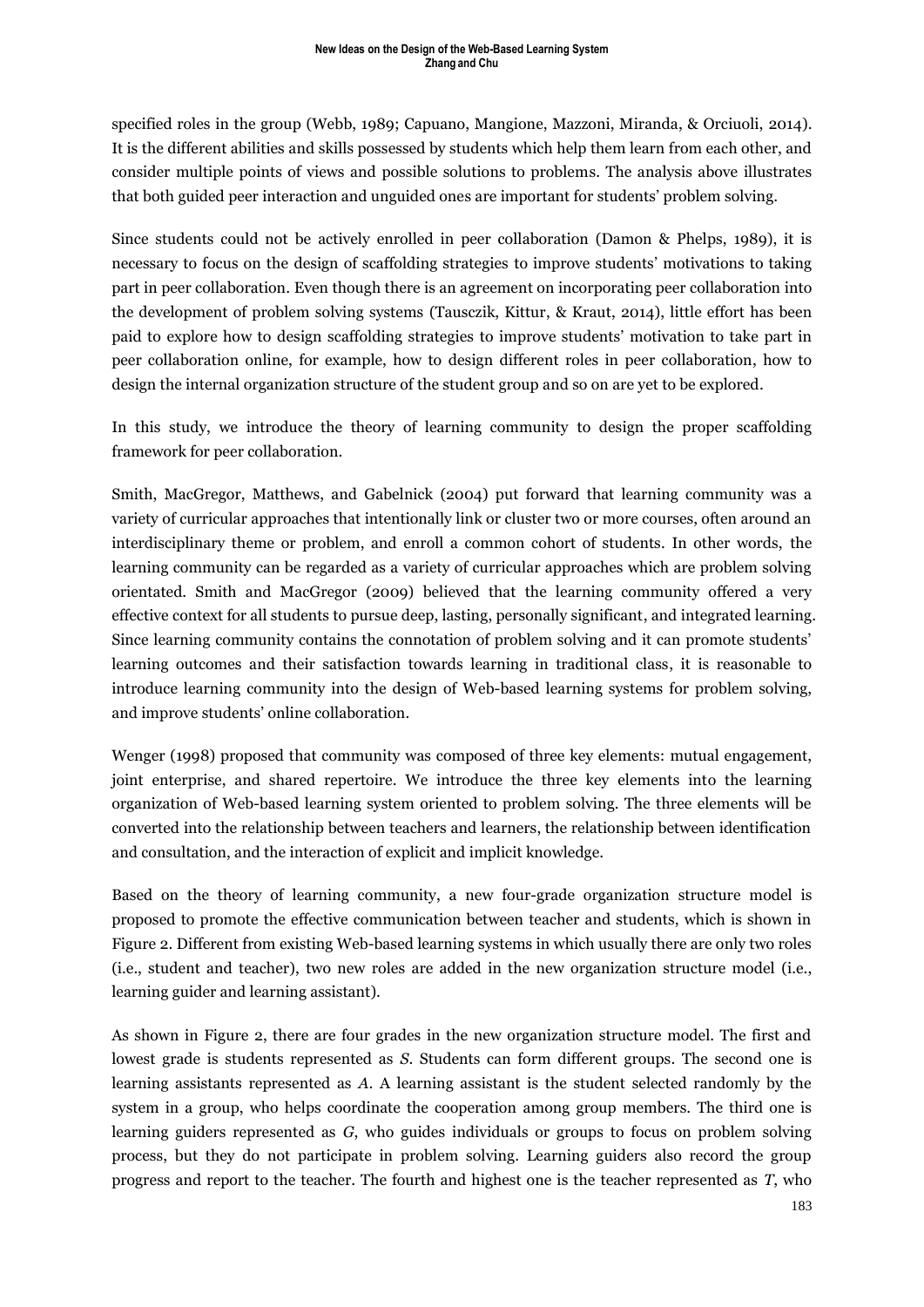specified roles in the group (Webb, 1989; Capuano, Mangione, Mazzoni, Miranda, & Orciuoli, 2014). It is the different abilities and skills possessed by students which help them learn from each other, and consider multiple points of views and possible solutions to problems. The analysis above illustrates that both guided peer interaction and unguided ones are important for students' problem solving.

Since students could not be actively enrolled in peer collaboration (Damon & Phelps, 1989), it is necessary to focus on the design of scaffolding strategies to improve students' motivations to taking part in peer collaboration. Even though there is an agreement on incorporating peer collaboration into the development of problem solving systems (Tausczik, Kittur, & Kraut, 2014), little effort has been paid to explore how to design scaffolding strategies to improve students' motivation to take part in peer collaboration online, for example, how to design different roles in peer collaboration, how to design the internal organization structure of the student group and so on are yet to be explored.

In this study, we introduce the theory of learning community to design the proper scaffolding framework for peer collaboration.

Smith, MacGregor, Matthews, and Gabelnick (2004) put forward that learning community was a variety of curricular approaches that intentionally link or cluster two or more courses, often around an interdisciplinary theme or problem, and enroll a common cohort of students. In other words, the learning community can be regarded as a variety of curricular approaches which are problem solving orientated. Smith and MacGregor (2009) believed that the learning community offered a very effective context for all students to pursue deep, lasting, personally significant, and integrated learning. Since learning community contains the connotation of problem solving and it can promote students' learning outcomes and their satisfaction towards learning in traditional class, it is reasonable to introduce learning community into the design of Web-based learning systems for problem solving, and improve students' online collaboration.

Wenger (1998) proposed that community was composed of three key elements: mutual engagement, joint enterprise, and shared repertoire. We introduce the three key elements into the learning organization of Web-based learning system oriented to problem solving. The three elements will be converted into the relationship between teachers and learners, the relationship between identification and consultation, and the interaction of explicit and implicit knowledge.

Based on the theory of learning community, a new four-grade organization structure model is proposed to promote the effective communication between teacher and students, which is shown in Figure 2. Different from existing Web-based learning systems in which usually there are only two roles (i.e., student and teacher), two new roles are added in the new organization structure model (i.e., learning guider and learning assistant).

As shown in Figure 2, there are four grades in the new organization structure model. The first and lowest grade is students represented as *S*. Students can form different groups. The second one is learning assistants represented as *A*. A learning assistant is the student selected randomly by the system in a group, who helps coordinate the cooperation among group members. The third one is learning guiders represented as *G*, who guides individuals or groups to focus on problem solving process, but they do not participate in problem solving. Learning guiders also record the group progress and report to the teacher. The fourth and highest one is the teacher represented as *T*, who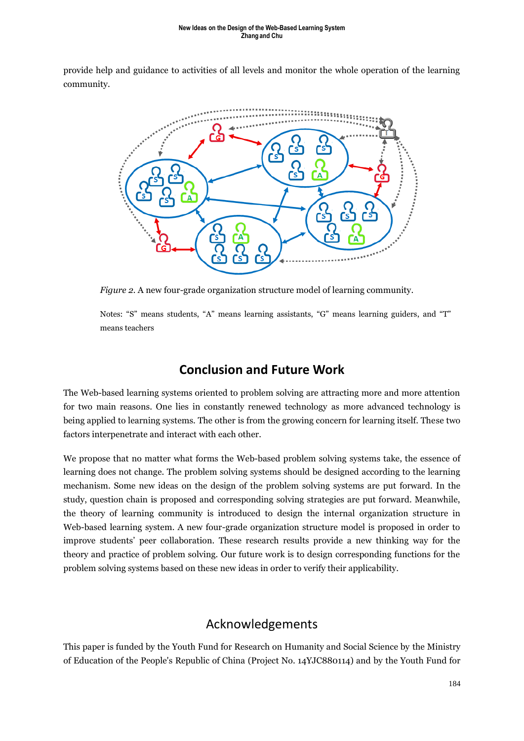provide help and guidance to activities of all levels and monitor the whole operation of the learning community.

*Figure 2.* A new four-grade organization structure model of learning community.

Notes: "S" means students, "A" means learning assistants, "G" means learning guiders, and "T" means teachers

## Conclusion and Future Work

The Web-based learning systems oriented to problem solving are attracting more and more attention for two main reasons. One lies in constantly renewed technology as more advanced technology is being applied to learning systems. The other is from the growing concern for learning itself. These two factors interpenetrate and interact with each other.

We propose that no matter what forms the Web-based problem solving systems take, the essence of learning does not change. The problem solving systems should be designed according to the learning mechanism. Some new ideas on the design of the problem solving systems are put forward. In the study, question chain is proposed and corresponding solving strategies are put forward. Meanwhile, the theory of learning community is introduced to design the internal organization structure in Web-based learning system. A new four-grade organization structure model is proposed in order to improve students' peer collaboration. These research results provide a new thinking way for the theory and practice of problem solving. Our future work is to design corresponding functions for the problem solving systems based on these new ideas in order to verify their applicability.

## Acknowledgements

This paper is funded by the Youth Fund for Research on Humanity and Social Science by the Ministry of Education of the People's Republic of China (Project No. 14YJC880114) and by the Youth Fund for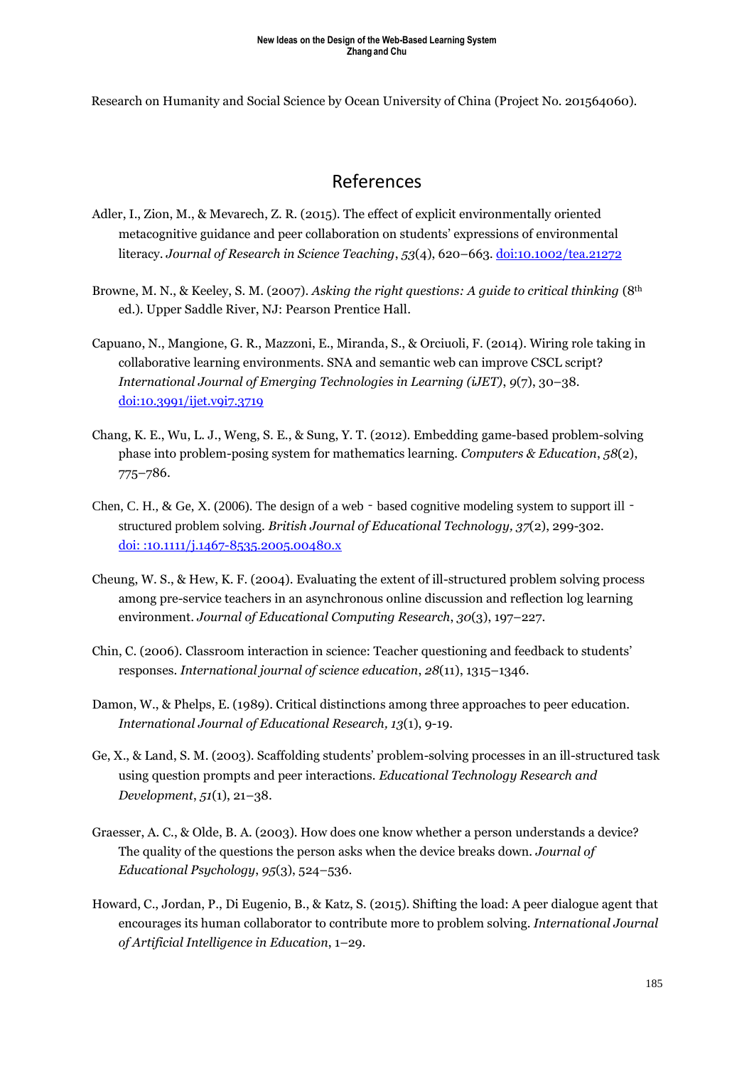Research on Humanity and Social Science by Ocean University of China (Project No. 201564060).

## References

Adler, I., Zion, M., & Mevarech, Z. R. (2015). The effect of explicit environmentally oriented metacognitive guidance and peer collaboration on students' expressions of environmental literacy. *Journal of Research in Science Teaching*, *53*(4), 620–663. [doi:10.1002/tea.21272](https://doi.org/10.1002/tea.21272)

Browne, M. N., & Keeley, S. M. (2007). *Asking the right questions: A guide to critical thinking* (8th ed.). Upper Saddle River, NJ: Pearson Prentice Hall.

Capuano, N., Mangione, G. R., Mazzoni, E., Miranda, S., & Orciuoli, F. (2014). Wiring role taking in collaborative learning environments. SNA and semantic web can improve CSCL script? *International Journal of Emerging Technologies in Learning (iJET)*, *9*(7), 30–38. [doi:10.3991/ijet.v9i7.3719](https://doi.org/10.3991/ijet.v9i7.3719)

Chang, K. E., Wu, L. J., Weng, S. E., & Sung, Y. T. (2012). Embedding game-based problem-solving phase into problem-posing system for mathematics learning. *Computers & Education*, *58*(2), 775–786.

Chen, C. H., & Ge, X. (2006). The design of a web‐based cognitive modeling system to support ill‐structured problem solving. *British Journal of Educational Technology, 37*(2), 299-302. [doi: :10.1111/j.1467-8535.2005.00480.x](https://doi.org/10.1111/j.1467-8535.2005.00480.x)

Cheung, W. S., & Hew, K. F. (2004). Evaluating the extent of ill-structured problem solving process among pre-service teachers in an asynchronous online discussion and reflection log learning environment. *Journal of Educational Computing Research*, *30*(3), 197–227.

Chin, C. (2006). Classroom interaction in science: Teacher questioning and feedback to students' responses. *International journal of science education*, *28*(11), 1315–1346.

Damon, W., & Phelps, E. (1989). Critical distinctions among three approaches to peer education. *International Journal of Educational Research, 13*(1), 9-19.

Ge, X., & Land, S. M. (2003). Scaffolding students' problem-solving processes in an ill-structured task using question prompts and peer interactions. *Educational Technology Research and Development*, *51*(1), 21–38.

Graesser, A. C., & Olde, B. A. (2003). How does one know whether a person understands a device? The quality of the questions the person asks when the device breaks down. *Journal of Educational Psychology*, *95*(3), 524–536.

Howard, C., Jordan, P., Di Eugenio, B., & Katz, S. (2015). Shifting the load: A peer dialogue agent that encourages its human collaborator to contribute more to problem solving. *International Journal of Artificial Intelligence in Education*, 1–29.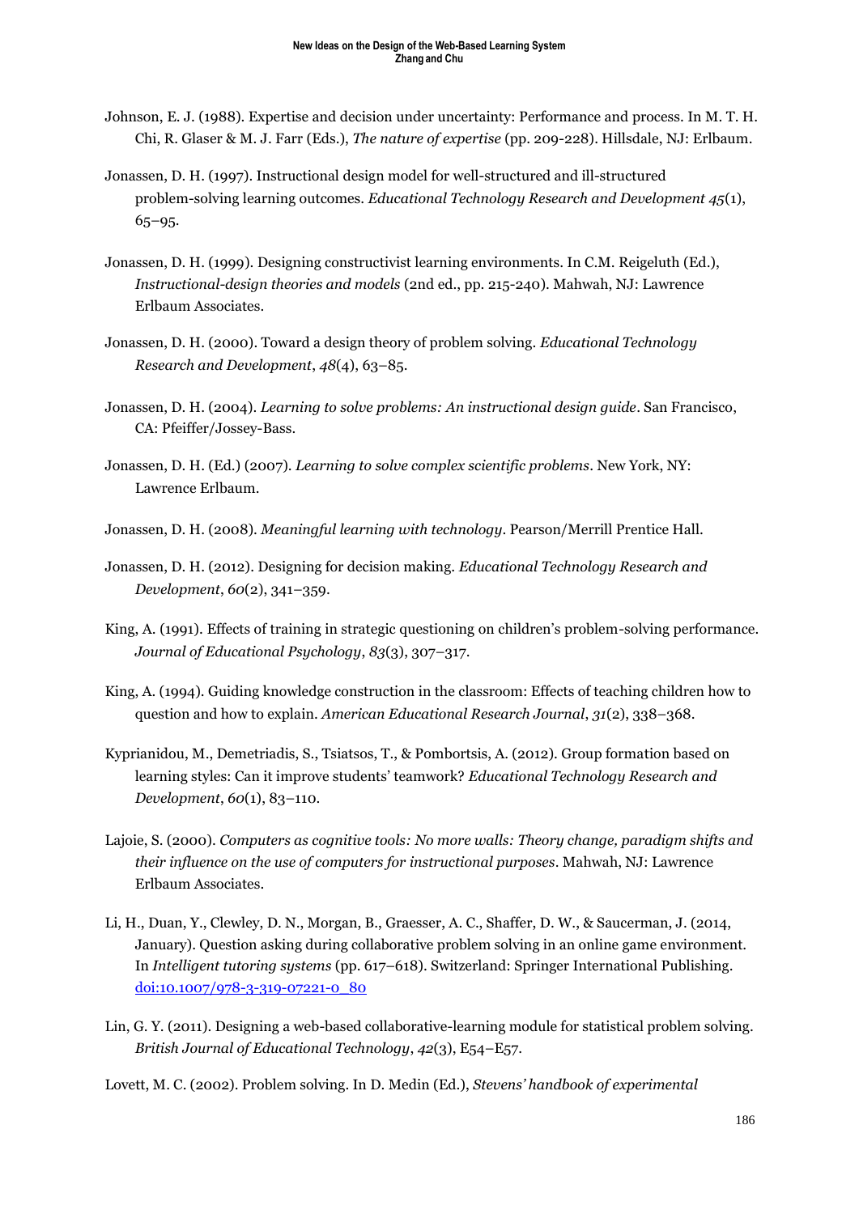Johnson, E. J. (1988). Expertise and decision under uncertainty: Performance and process. In M. T. H. Chi, R. Glaser & M. J. Farr (Eds.), *The nature of expertise* (pp. 209-228). Hillsdale, NJ: Erlbaum.

Jonassen, D. H. (1997). Instructional design model for well-structured and ill-structured problem-solving learning outcomes. *Educational Technology Research and Development 45*(1), 65–95.

Jonassen, D. H. (1999). Designing constructivist learning environments. In C.M. Reigeluth (Ed.), *Instructional-design theories and models* (2nd ed., pp. 215-240). Mahwah, NJ: Lawrence Erlbaum Associates.

Jonassen, D. H. (2000). Toward a design theory of problem solving. *Educational Technology Research and Development*, *48*(4), 63–85.

Jonassen, D. H. (2004). *Learning to solve problems: An instructional design guide*. San Francisco, CA: Pfeiffer/Jossey-Bass.

Jonassen, D. H. (Ed.) (2007). *Learning to solve complex scientific problems*. New York, NY: Lawrence Erlbaum.

Jonassen, D. H. (2008). *Meaningful learning with technology*. Pearson/Merrill Prentice Hall.

Jonassen, D. H. (2012). Designing for decision making. *Educational Technology Research and Development*, *60*(2), 341–359.

King, A. (1991). Effects of training in strategic questioning on children's problem-solving performance. *Journal of Educational Psychology*, *83*(3), 307–317.

King, A. (1994). Guiding knowledge construction in the classroom: Effects of teaching children how to question and how to explain. *American Educational Research Journal*, *31*(2), 338–368.

Kyprianidou, M., Demetriadis, S., Tsiatsos, T., & Pombortsis, A. (2012). Group formation based on learning styles: Can it improve students' teamwork? *Educational Technology Research and Development*, *60*(1), 83–110.

Lajoie, S. (2000). *Computers as cognitive tools: No more walls: Theory change, paradigm shifts and their influence on the use of computers for instructional purposes*. Mahwah, NJ: Lawrence Erlbaum Associates.

Li, H., Duan, Y., Clewley, D. N., Morgan, B., Graesser, A. C., Shaffer, D. W., & Saucerman, J. (2014, January). Question asking during collaborative problem solving in an online game environment. In *Intelligent tutoring systems* (pp. 617–618). Switzerland: Springer International Publishing. doi:10.1007/978-3-319-07221-0_80

Lin, G. Y. (2011). Designing a web-based collaborative-learning module for statistical problem solving. *British Journal of Educational Technology*, *42*(3), E54–E57.

Lovett, M. C. (2002). Problem solving. In D. Medin (Ed.), *Stevens' handbook of experimental*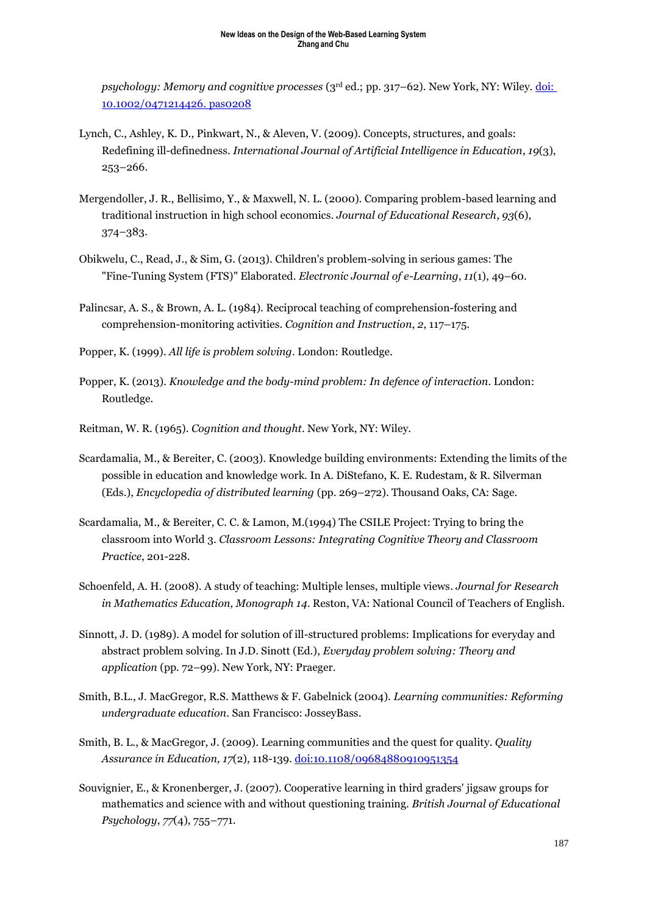*psychology: Memory and cognitive processes* (3rd ed.; pp. 317–62). New York, NY: Wiley. [doi: 10.1002/0471214426. pas0208](doi: 10.1002/0471214426.pas0208)

Lynch, C., Ashley, K. D., Pinkwart, N., & Aleven, V. (2009). Concepts, structures, and goals: Redefining ill-definedness. *International Journal of Artificial Intelligence in Education*, *19*(3), 253–266.

Mergendoller, J. R., Bellisimo, Y., & Maxwell, N. L. (2000). Comparing problem-based learning and traditional instruction in high school economics. *Journal of Educational Research*, *93*(6), 374–383.

Obikwelu, C., Read, J., & Sim, G. (2013). Children's problem-solving in serious games: The "Fine-Tuning System (FTS)" Elaborated. *Electronic Journal of e-Learning*, *11*(1), 49–60.

Palincsar, A. S., & Brown, A. L. (1984). Reciprocal teaching of comprehension-fostering and comprehension-monitoring activities. *Cognition and Instruction*, *2*, 117–175.

Popper, K. (1999). *All life is problem solving*. London: Routledge.

Popper, K. (2013). *Knowledge and the body-mind problem: In defence of interaction*. London: Routledge.

Reitman, W. R. (1965). *Cognition and thought*. New York, NY: Wiley.

Scardamalia, M., & Bereiter, C. (2003). Knowledge building environments: Extending the limits of the possible in education and knowledge work. In A. DiStefano, K. E. Rudestam, & R. Silverman (Eds.), *Encyclopedia of distributed learning* (pp. 269–272). Thousand Oaks, CA: Sage.

Scardamalia, M., & Bereiter, C. C. & Lamon, M.(1994) The CSILE Project: Trying to bring the classroom into World 3. *Classroom Lessons: Integrating Cognitive Theory and Classroom Practice*, 201-228.

Schoenfeld, A. H. (2008). A study of teaching: Multiple lenses, multiple views. *Journal for Research in Mathematics Education, Monograph 14*. Reston, VA: National Council of Teachers of English.

Sinnott, J. D. (1989). A model for solution of ill-structured problems: Implications for everyday and abstract problem solving. In J.D. Sinott (Ed.), *Everyday problem solving: Theory and application* (pp. 72–99). New York, NY: Praeger.

Smith, B.L., J. MacGregor, R.S. Matthews & F. Gabelnick (2004). *Learning communities: Reforming undergraduate education*. San Francisco: JosseyBass.

Smith, B. L., & MacGregor, J. (2009). Learning communities and the quest for quality. *Quality Assurance in Education, 17*(2), 118-139. [doi:10.1108/09684880910951354](doi:10.1108/09684880910951354)

Souvignier, E., & Kronenberger, J. (2007). Cooperative learning in third graders' jigsaw groups for mathematics and science with and without questioning training. *British Journal of Educational Psychology*, *77*(4), 755–771.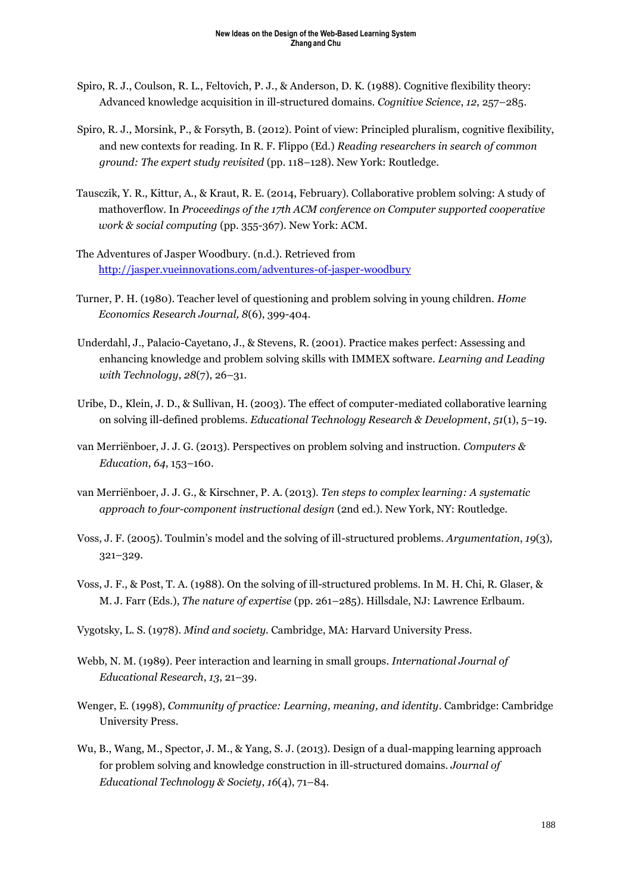Spiro, R. J., Coulson, R. L., Feltovich, P. J., & Anderson, D. K. (1988). Cognitive flexibility theory: Advanced knowledge acquisition in ill-structured domains. *Cognitive Science*, *12*, 257–285.

Spiro, R. J., Morsink, P., & Forsyth, B. (2012). Point of view: Principled pluralism, cognitive flexibility, and new contexts for reading. In R. F. Flippo (Ed.) *Reading researchers in search of common ground: The expert study revisited* (pp. 118–128). New York: Routledge.

Tausczik, Y. R., Kittur, A., & Kraut, R. E. (2014, February). Collaborative problem solving: A study of mathoverflow. In *Proceedings of the 17th ACM conference on Computer supported cooperative work & social computing* (pp. 355-367). New York: ACM.

The Adventures of Jasper Woodbury. (n.d.). Retrieved from http://jasper.vueinnovations.com/adventures-of-jasper-woodbury

Turner, P. H. (1980). Teacher level of questioning and problem solving in young children. *Home Economics Research Journal, 8*(6), 399-404.

Underdahl, J., Palacio-Cayetano, J., & Stevens, R. (2001). Practice makes perfect: Assessing and enhancing knowledge and problem solving skills with IMMEX software. *Learning and Leading with Technology*, *28*(7), 26–31.

Uribe, D., Klein, J. D., & Sullivan, H. (2003). The effect of computer-mediated collaborative learning on solving ill-defined problems. *Educational Technology Research & Development*, *51*(1), 5–19.

van Merriënboer, J. J. G. (2013). Perspectives on problem solving and instruction. *Computers & Education*, *64*, 153–160.

van Merriënboer, J. J. G., & Kirschner, P. A. (2013). *Ten steps to complex learning: A systematic approach to four-component instructional design* (2nd ed.). New York, NY: Routledge.

Voss, J. F. (2005). Toulmin's model and the solving of ill-structured problems. *Argumentation*, *19*(3), 321–329.

Voss, J. F., & Post, T. A. (1988). On the solving of ill-structured problems. In M. H. Chi, R. Glaser, & M. J. Farr (Eds.), *The nature of expertise* (pp. 261–285). Hillsdale, NJ: Lawrence Erlbaum.

Vygotsky, L. S. (1978). *Mind and society.* Cambridge, MA: Harvard University Press.

Webb, N. M. (1989). Peer interaction and learning in small groups. *International Journal of Educational Research*, *13*, 21–39.

Wenger, E. (1998), *Community of practice: Learning, meaning, and identity*. Cambridge: Cambridge University Press.

Wu, B., Wang, M., Spector, J. M., & Yang, S. J. (2013). Design of a dual-mapping learning approach for problem solving and knowledge construction in ill-structured domains. *Journal of Educational Technology & Society*, *16*(4), 71–84.